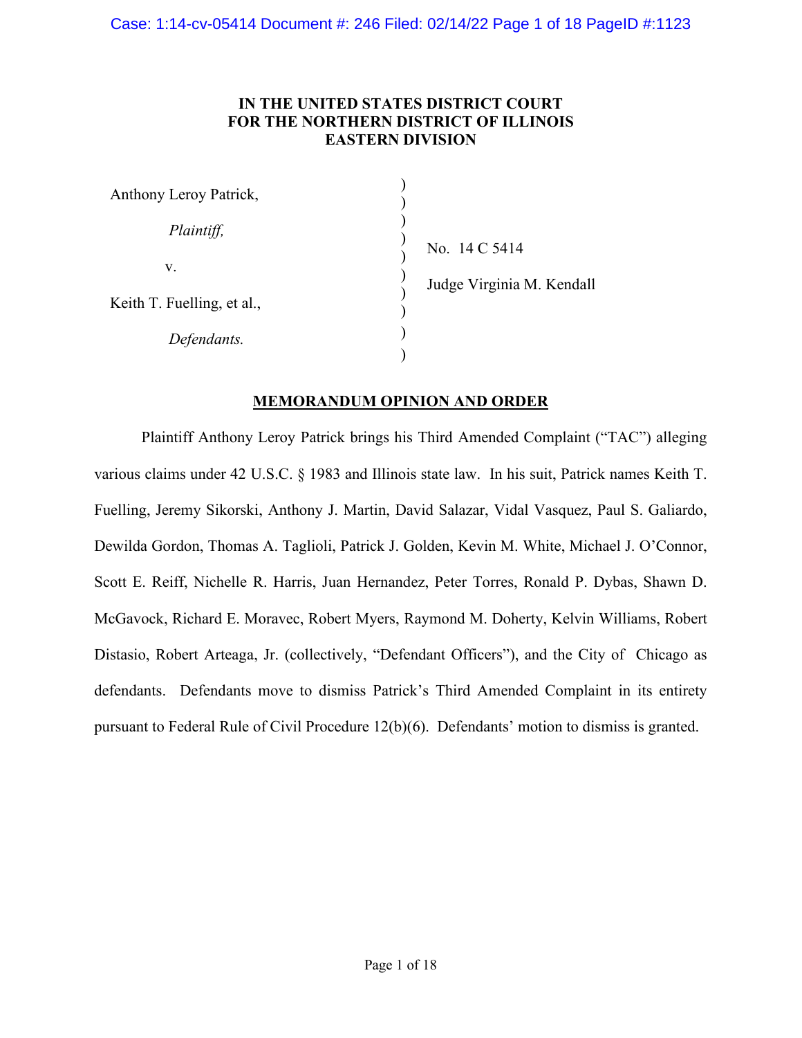# IN THE UNITED STATES DISTRICT COURT FOR THE NORTHERN DISTRICT OF ILLINOIS EASTERN DIVISION

| | | |
|---|---|---|
| Anthony Leroy Patrick, | ) | |
| *Plaintiff,* | ) | No. 14 C 5414 |
| v. | ) | Judge Virginia M. Kendall |
| Keith T. Fuelling, et al., | ) | |
| *Defendants.* | ) | |

## MEMORANDUM OPINION AND ORDER

Plaintiff Anthony Leroy Patrick brings his Third Amended Complaint ("TAC") alleging various claims under 42 U.S.C. § 1983 and Illinois state law. In his suit, Patrick names Keith T. Fuelling, Jeremy Sikorski, Anthony J. Martin, David Salazar, Vidal Vasquez, Paul S. Galiardo, Dewilda Gordon, Thomas A. Taglioli, Patrick J. Golden, Kevin M. White, Michael J. O'Connor, Scott E. Reiff, Nichelle R. Harris, Juan Hernandez, Peter Torres, Ronald P. Dybas, Shawn D. McGavock, Richard E. Moravec, Robert Myers, Raymond M. Doherty, Kelvin Williams, Robert Distasio, Robert Arteaga, Jr. (collectively, "Defendant Officers"), and the City of Chicago as defendants. Defendants move to dismiss Patrick's Third Amended Complaint in its entirety pursuant to Federal Rule of Civil Procedure 12(b)(6). Defendants' motion to dismiss is granted.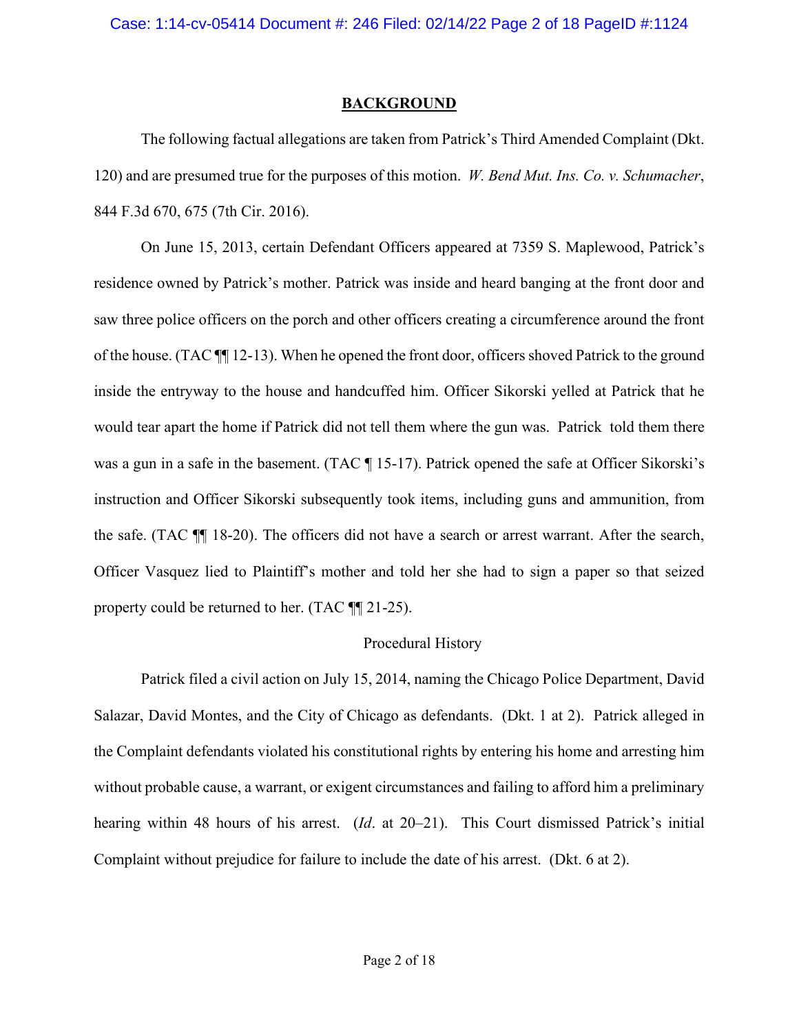## BACKGROUND

The following factual allegations are taken from Patrick's Third Amended Complaint (Dkt. 120) and are presumed true for the purposes of this motion. *W. Bend Mut. Ins. Co. v. Schumacher*, 844 F.3d 670, 675 (7th Cir. 2016).

On June 15, 2013, certain Defendant Officers appeared at 7359 S. Maplewood, Patrick's residence owned by Patrick's mother. Patrick was inside and heard banging at the front door and saw three police officers on the porch and other officers creating a circumference around the front of the house. (TAC ¶¶ 12-13). When he opened the front door, officers shoved Patrick to the ground inside the entryway to the house and handcuffed him. Officer Sikorski yelled at Patrick that he would tear apart the home if Patrick did not tell them where the gun was. Patrick told them there was a gun in a safe in the basement. (TAC ¶ 15-17). Patrick opened the safe at Officer Sikorski's instruction and Officer Sikorski subsequently took items, including guns and ammunition, from the safe. (TAC ¶¶ 18-20). The officers did not have a search or arrest warrant. After the search, Officer Vasquez lied to Plaintiff's mother and told her she had to sign a paper so that seized property could be returned to her. (TAC ¶¶ 21-25).

### Procedural History

Patrick filed a civil action on July 15, 2014, naming the Chicago Police Department, David Salazar, David Montes, and the City of Chicago as defendants. (Dkt. 1 at 2). Patrick alleged in the Complaint defendants violated his constitutional rights by entering his home and arresting him without probable cause, a warrant, or exigent circumstances and failing to afford him a preliminary hearing within 48 hours of his arrest. (*Id*. at 20–21). This Court dismissed Patrick's initial Complaint without prejudice for failure to include the date of his arrest. (Dkt. 6 at 2).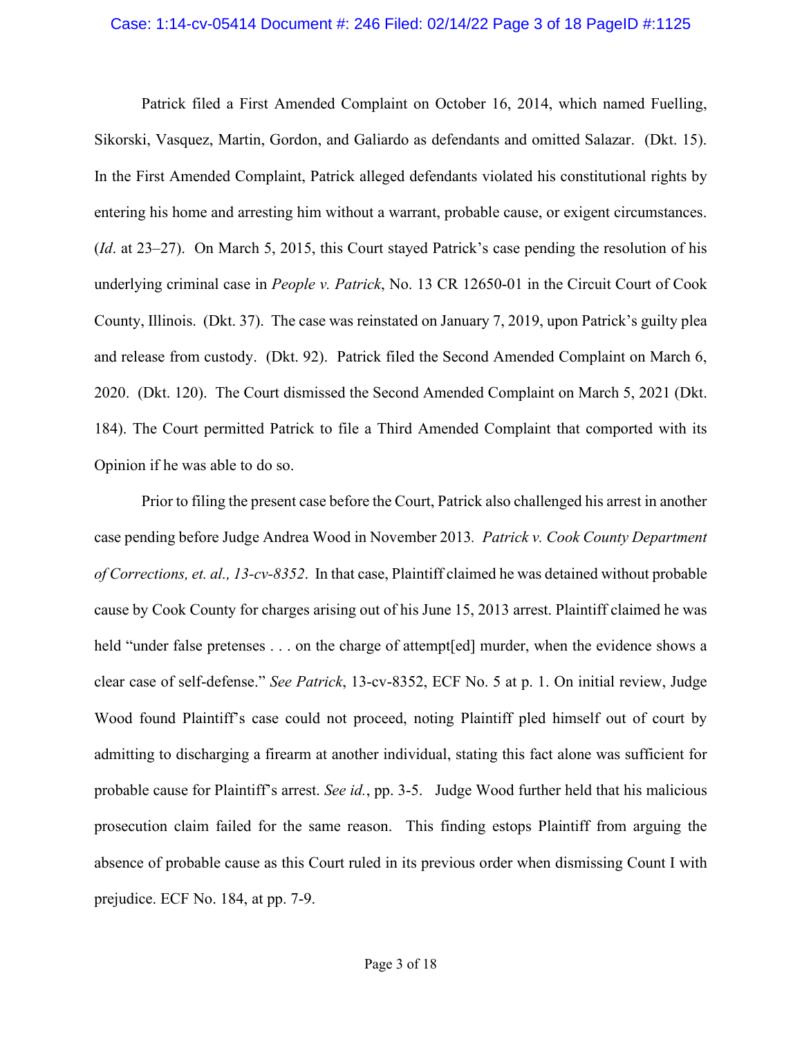Patrick filed a First Amended Complaint on October 16, 2014, which named Fuelling, Sikorski, Vasquez, Martin, Gordon, and Galiardo as defendants and omitted Salazar. (Dkt. 15). In the First Amended Complaint, Patrick alleged defendants violated his constitutional rights by entering his home and arresting him without a warrant, probable cause, or exigent circumstances. (*Id*. at 23–27). On March 5, 2015, this Court stayed Patrick's case pending the resolution of his underlying criminal case in *People v. Patrick*, No. 13 CR 12650-01 in the Circuit Court of Cook County, Illinois. (Dkt. 37). The case was reinstated on January 7, 2019, upon Patrick's guilty plea and release from custody. (Dkt. 92). Patrick filed the Second Amended Complaint on March 6, 2020. (Dkt. 120). The Court dismissed the Second Amended Complaint on March 5, 2021 (Dkt. 184). The Court permitted Patrick to file a Third Amended Complaint that comported with its Opinion if he was able to do so.

Prior to filing the present case before the Court, Patrick also challenged his arrest in another case pending before Judge Andrea Wood in November 2013. *Patrick v. Cook County Department of Corrections, et. al., 13-cv-8352*. In that case, Plaintiff claimed he was detained without probable cause by Cook County for charges arising out of his June 15, 2013 arrest. Plaintiff claimed he was held "under false pretenses . . . on the charge of attempt[ed] murder, when the evidence shows a clear case of self-defense." *See Patrick*, 13-cv-8352, ECF No. 5 at p. 1. On initial review, Judge Wood found Plaintiff's case could not proceed, noting Plaintiff pled himself out of court by admitting to discharging a firearm at another individual, stating this fact alone was sufficient for probable cause for Plaintiff's arrest. *See id.*, pp. 3-5. Judge Wood further held that his malicious prosecution claim failed for the same reason. This finding estops Plaintiff from arguing the absence of probable cause as this Court ruled in its previous order when dismissing Count I with prejudice. ECF No. 184, at pp. 7-9.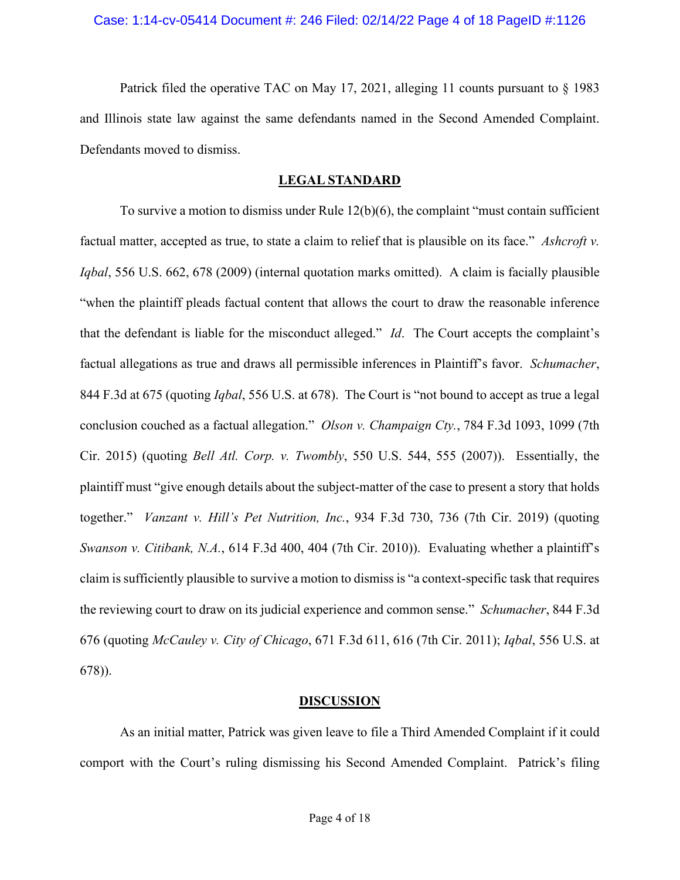Patrick filed the operative TAC on May 17, 2021, alleging 11 counts pursuant to § 1983 and Illinois state law against the same defendants named in the Second Amended Complaint. Defendants moved to dismiss.

## LEGAL STANDARD

To survive a motion to dismiss under Rule 12(b)(6), the complaint "must contain sufficient factual matter, accepted as true, to state a claim to relief that is plausible on its face." *Ashcroft v. Iqbal*, 556 U.S. 662, 678 (2009) (internal quotation marks omitted). A claim is facially plausible "when the plaintiff pleads factual content that allows the court to draw the reasonable inference that the defendant is liable for the misconduct alleged." *Id*. The Court accepts the complaint's factual allegations as true and draws all permissible inferences in Plaintiff's favor. *Schumacher*, 844 F.3d at 675 (quoting *Iqbal*, 556 U.S. at 678). The Court is "not bound to accept as true a legal conclusion couched as a factual allegation." *Olson v. Champaign Cty.*, 784 F.3d 1093, 1099 (7th Cir. 2015) (quoting *Bell Atl. Corp. v. Twombly*, 550 U.S. 544, 555 (2007)). Essentially, the plaintiff must "give enough details about the subject-matter of the case to present a story that holds together." *Vanzant v. Hill's Pet Nutrition, Inc.*, 934 F.3d 730, 736 (7th Cir. 2019) (quoting *Swanson v. Citibank, N.A.*, 614 F.3d 400, 404 (7th Cir. 2010)). Evaluating whether a plaintiff's claim is sufficiently plausible to survive a motion to dismiss is "a context-specific task that requires the reviewing court to draw on its judicial experience and common sense." *Schumacher*, 844 F.3d 676 (quoting *McCauley v. City of Chicago*, 671 F.3d 611, 616 (7th Cir. 2011); *Iqbal*, 556 U.S. at 678)).

## DISCUSSION

As an initial matter, Patrick was given leave to file a Third Amended Complaint if it could comport with the Court's ruling dismissing his Second Amended Complaint. Patrick's filing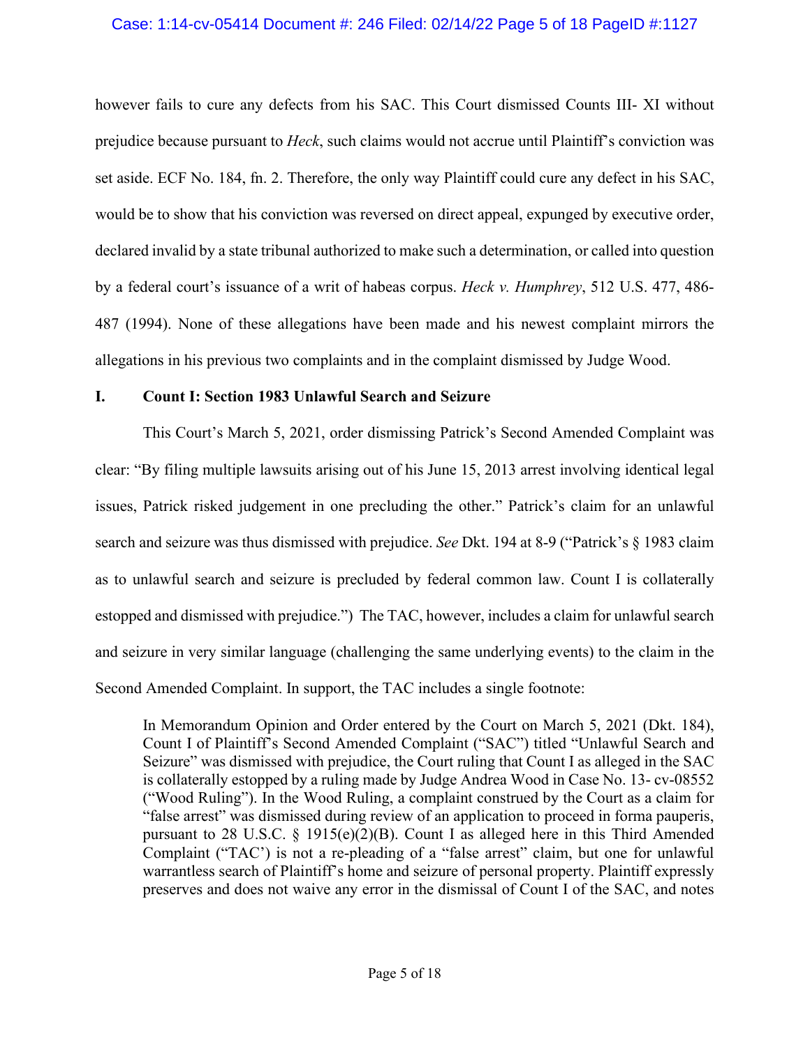however fails to cure any defects from his SAC. This Court dismissed Counts III- XI without prejudice because pursuant to *Heck*, such claims would not accrue until Plaintiff's conviction was set aside. ECF No. 184, fn. 2. Therefore, the only way Plaintiff could cure any defect in his SAC, would be to show that his conviction was reversed on direct appeal, expunged by executive order, declared invalid by a state tribunal authorized to make such a determination, or called into question by a federal court's issuance of a writ of habeas corpus. *Heck v. Humphrey*, 512 U.S. 477, 486-487 (1994). None of these allegations have been made and his newest complaint mirrors the allegations in his previous two complaints and in the complaint dismissed by Judge Wood.

## I. Count I: Section 1983 Unlawful Search and Seizure

This Court's March 5, 2021, order dismissing Patrick's Second Amended Complaint was clear: "By filing multiple lawsuits arising out of his June 15, 2013 arrest involving identical legal issues, Patrick risked judgement in one precluding the other." Patrick's claim for an unlawful search and seizure was thus dismissed with prejudice. *See* Dkt. 194 at 8-9 ("Patrick's § 1983 claim as to unlawful search and seizure is precluded by federal common law. Count I is collaterally estopped and dismissed with prejudice.") The TAC, however, includes a claim for unlawful search and seizure in very similar language (challenging the same underlying events) to the claim in the Second Amended Complaint. In support, the TAC includes a single footnote:

> In Memorandum Opinion and Order entered by the Court on March 5, 2021 (Dkt. 184), Count I of Plaintiff's Second Amended Complaint ("SAC") titled "Unlawful Search and Seizure" was dismissed with prejudice, the Court ruling that Count I as alleged in the SAC is collaterally estopped by a ruling made by Judge Andrea Wood in Case No. 13- cv-08552 ("Wood Ruling"). In the Wood Ruling, a complaint construed by the Court as a claim for "false arrest" was dismissed during review of an application to proceed in forma pauperis, pursuant to 28 U.S.C. § 1915(e)(2)(B). Count I as alleged here in this Third Amended Complaint ("TAC') is not a re-pleading of a "false arrest" claim, but one for unlawful warrantless search of Plaintiff's home and seizure of personal property. Plaintiff expressly preserves and does not waive any error in the dismissal of Count I of the SAC, and notes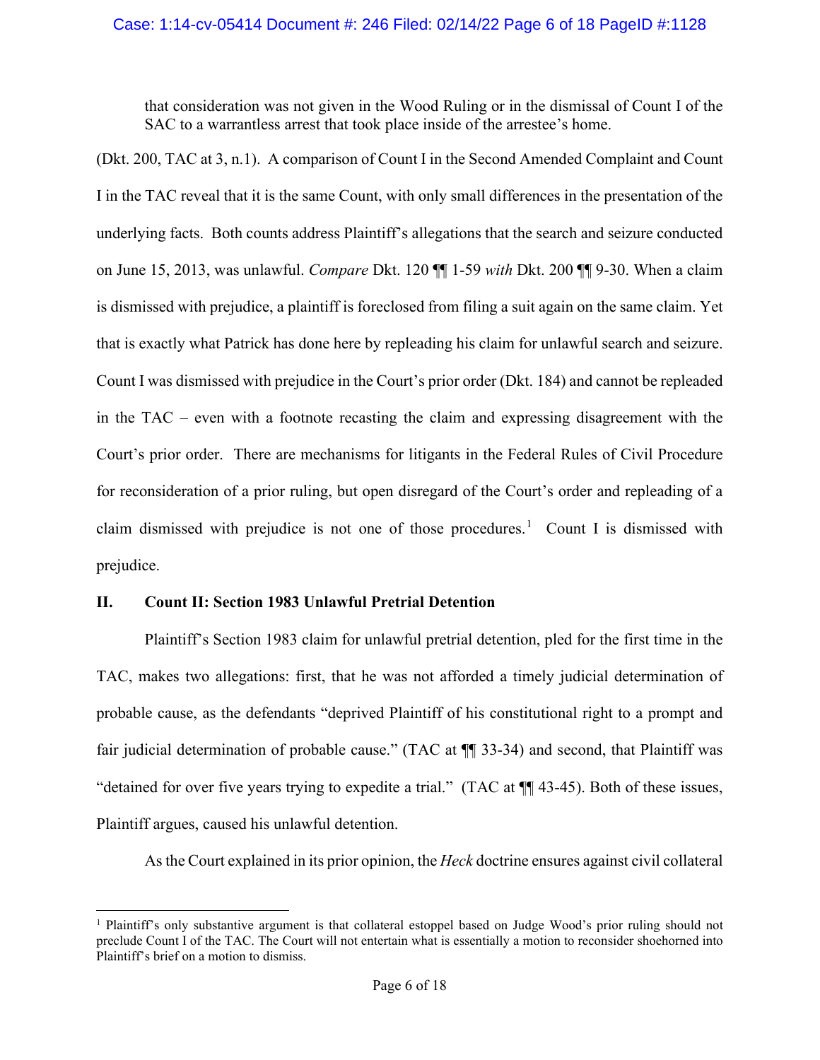> that consideration was not given in the Wood Ruling or in the dismissal of Count I of the SAC to a warrantless arrest that took place inside of the arrestee's home.

(Dkt. 200, TAC at 3, n.1). A comparison of Count I in the Second Amended Complaint and Count I in the TAC reveal that it is the same Count, with only small differences in the presentation of the underlying facts. Both counts address Plaintiff's allegations that the search and seizure conducted on June 15, 2013, was unlawful. *Compare* Dkt. 120 ¶¶ 1-59 *with* Dkt. 200 ¶¶ 9-30. When a claim is dismissed with prejudice, a plaintiff is foreclosed from filing a suit again on the same claim. Yet that is exactly what Patrick has done here by repleading his claim for unlawful search and seizure. Count I was dismissed with prejudice in the Court's prior order (Dkt. 184) and cannot be repleaded in the TAC – even with a footnote recasting the claim and expressing disagreement with the Court's prior order. There are mechanisms for litigants in the Federal Rules of Civil Procedure for reconsideration of a prior ruling, but open disregard of the Court's order and repleading of a claim dismissed with prejudice is not one of those procedures.[1] Count I is dismissed with prejudice.

## II. Count II: Section 1983 Unlawful Pretrial Detention

Plaintiff's Section 1983 claim for unlawful pretrial detention, pled for the first time in the TAC, makes two allegations: first, that he was not afforded a timely judicial determination of probable cause, as the defendants "deprived Plaintiff of his constitutional right to a prompt and fair judicial determination of probable cause." (TAC at ¶¶ 33-34) and second, that Plaintiff was "detained for over five years trying to expedite a trial." (TAC at ¶¶ 43-45). Both of these issues, Plaintiff argues, caused his unlawful detention.

As the Court explained in its prior opinion, the *Heck* doctrine ensures against civil collateral

[1] Plaintiff's only substantive argument is that collateral estoppel based on Judge Wood's prior ruling should not preclude Count I of the TAC. The Court will not entertain what is essentially a motion to reconsider shoehorned into Plaintiff's brief on a motion to dismiss.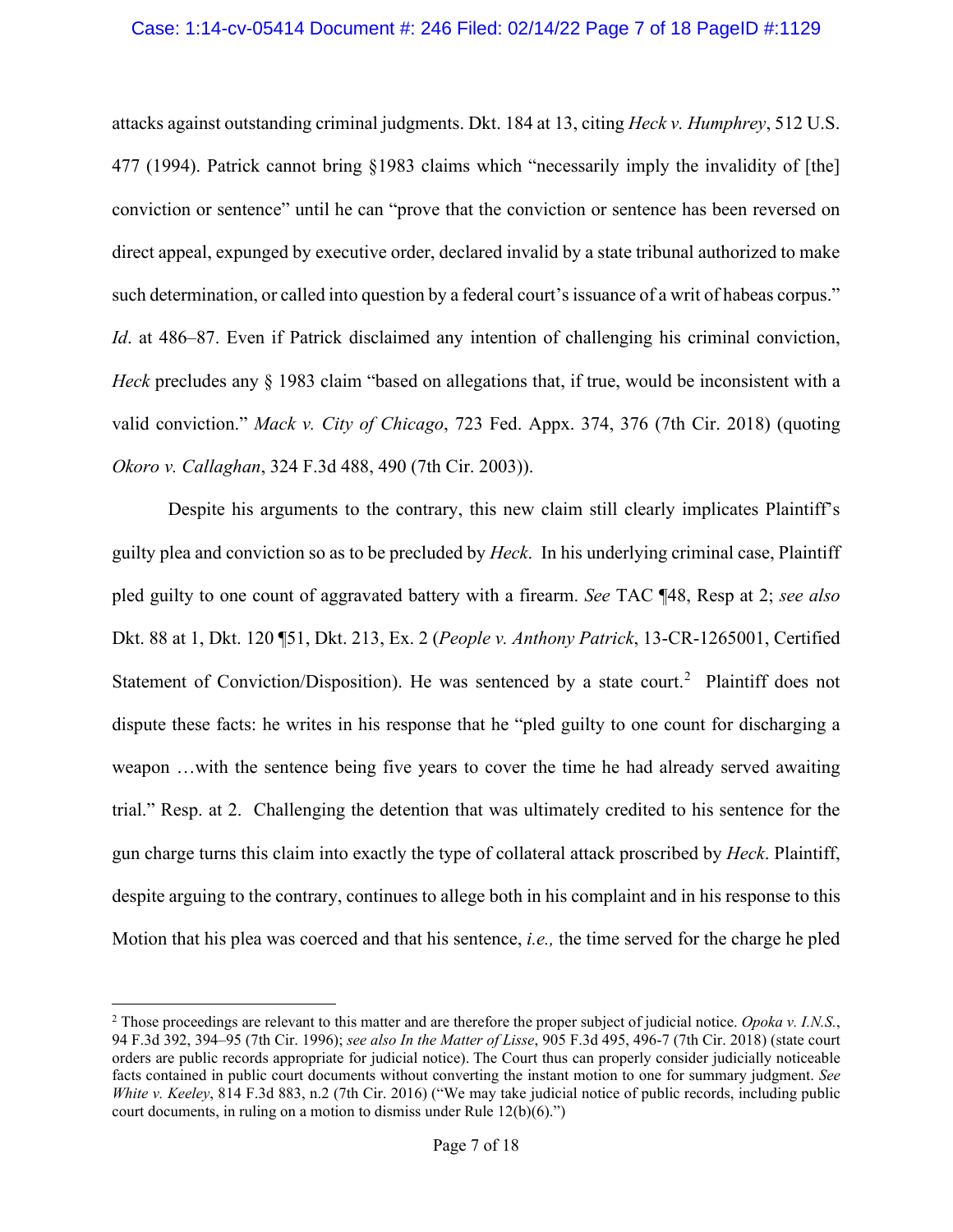attacks against outstanding criminal judgments. Dkt. 184 at 13, citing *Heck v. Humphrey*, 512 U.S. 477 (1994). Patrick cannot bring §1983 claims which "necessarily imply the invalidity of [the] conviction or sentence" until he can "prove that the conviction or sentence has been reversed on direct appeal, expunged by executive order, declared invalid by a state tribunal authorized to make such determination, or called into question by a federal court's issuance of a writ of habeas corpus." *Id*. at 486–87. Even if Patrick disclaimed any intention of challenging his criminal conviction, *Heck* precludes any § 1983 claim "based on allegations that, if true, would be inconsistent with a valid conviction." *Mack v. City of Chicago*, 723 Fed. Appx. 374, 376 (7th Cir. 2018) (quoting *Okoro v. Callaghan*, 324 F.3d 488, 490 (7th Cir. 2003)).

Despite his arguments to the contrary, this new claim still clearly implicates Plaintiff's guilty plea and conviction so as to be precluded by *Heck*. In his underlying criminal case, Plaintiff pled guilty to one count of aggravated battery with a firearm. *See* TAC ¶48, Resp at 2; *see also* Dkt. 88 at 1, Dkt. 120 ¶51, Dkt. 213, Ex. 2 (*People v. Anthony Patrick*, 13-CR-1265001, Certified Statement of Conviction/Disposition). He was sentenced by a state court.[2] Plaintiff does not dispute these facts: he writes in his response that he "pled guilty to one count for discharging a weapon …with the sentence being five years to cover the time he had already served awaiting trial." Resp. at 2. Challenging the detention that was ultimately credited to his sentence for the gun charge turns this claim into exactly the type of collateral attack proscribed by *Heck*. Plaintiff, despite arguing to the contrary, continues to allege both in his complaint and in his response to this Motion that his plea was coerced and that his sentence, *i.e.,* the time served for the charge he pled

[2] Those proceedings are relevant to this matter and are therefore the proper subject of judicial notice. *Opoka v. I.N.S.*, 94 F.3d 392, 394–95 (7th Cir. 1996); *see also In the Matter of Lisse*, 905 F.3d 495, 496-7 (7th Cir. 2018) (state court orders are public records appropriate for judicial notice). The Court thus can properly consider judicially noticeable facts contained in public court documents without converting the instant motion to one for summary judgment. *See White v. Keeley*, 814 F.3d 883, n.2 (7th Cir. 2016) ("We may take judicial notice of public records, including public court documents, in ruling on a motion to dismiss under Rule 12(b)(6).")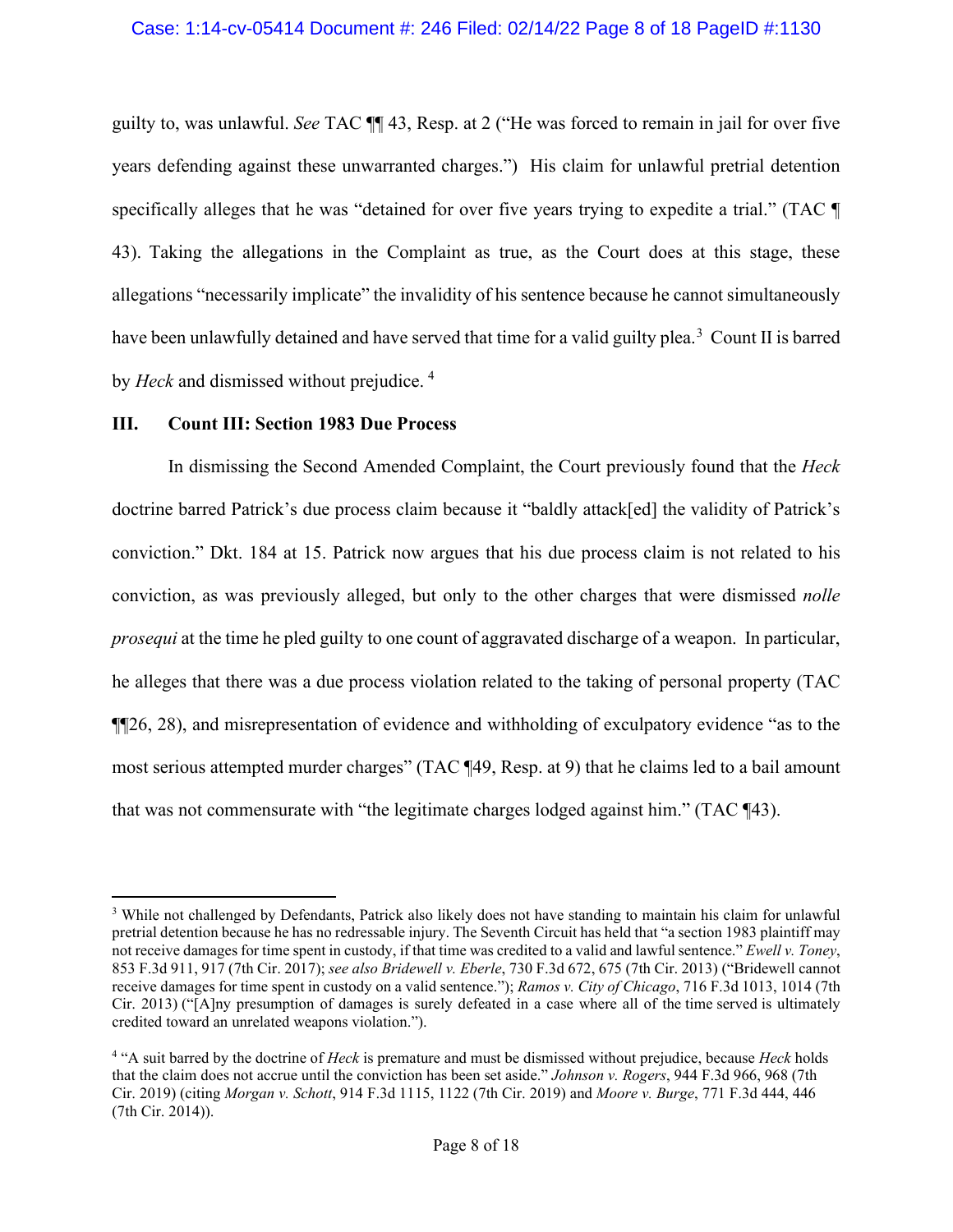guilty to, was unlawful. *See* TAC ¶¶ 43, Resp. at 2 ("He was forced to remain in jail for over five years defending against these unwarranted charges.") His claim for unlawful pretrial detention specifically alleges that he was "detained for over five years trying to expedite a trial." (TAC ¶ 43). Taking the allegations in the Complaint as true, as the Court does at this stage, these allegations "necessarily implicate" the invalidity of his sentence because he cannot simultaneously have been unlawfully detained and have served that time for a valid guilty plea.[3] Count II is barred by *Heck* and dismissed without prejudice.[4]

## III. Count III: Section 1983 Due Process

In dismissing the Second Amended Complaint, the Court previously found that the *Heck* doctrine barred Patrick's due process claim because it "baldly attack[ed] the validity of Patrick's conviction." Dkt. 184 at 15. Patrick now argues that his due process claim is not related to his conviction, as was previously alleged, but only to the other charges that were dismissed *nolle prosequi* at the time he pled guilty to one count of aggravated discharge of a weapon. In particular, he alleges that there was a due process violation related to the taking of personal property (TAC ¶¶26, 28), and misrepresentation of evidence and withholding of exculpatory evidence "as to the most serious attempted murder charges" (TAC ¶49, Resp. at 9) that he claims led to a bail amount that was not commensurate with "the legitimate charges lodged against him." (TAC ¶43).

---

[3] While not challenged by Defendants, Patrick also likely does not have standing to maintain his claim for unlawful pretrial detention because he has no redressable injury. The Seventh Circuit has held that "a section 1983 plaintiff may not receive damages for time spent in custody, if that time was credited to a valid and lawful sentence." *Ewell v. Toney*, 853 F.3d 911, 917 (7th Cir. 2017); *see also Bridewell v. Eberle*, 730 F.3d 672, 675 (7th Cir. 2013) ("Bridewell cannot receive damages for time spent in custody on a valid sentence."); *Ramos v. City of Chicago*, 716 F.3d 1013, 1014 (7th Cir. 2013) ("[A]ny presumption of damages is surely defeated in a case where all of the time served is ultimately credited toward an unrelated weapons violation.").

[4] "A suit barred by the doctrine of *Heck* is premature and must be dismissed without prejudice, because *Heck* holds that the claim does not accrue until the conviction has been set aside." *Johnson v. Rogers*, 944 F.3d 966, 968 (7th Cir. 2019) (citing *Morgan v. Schott*, 914 F.3d 1115, 1122 (7th Cir. 2019) and *Moore v. Burge*, 771 F.3d 444, 446 (7th Cir. 2014)).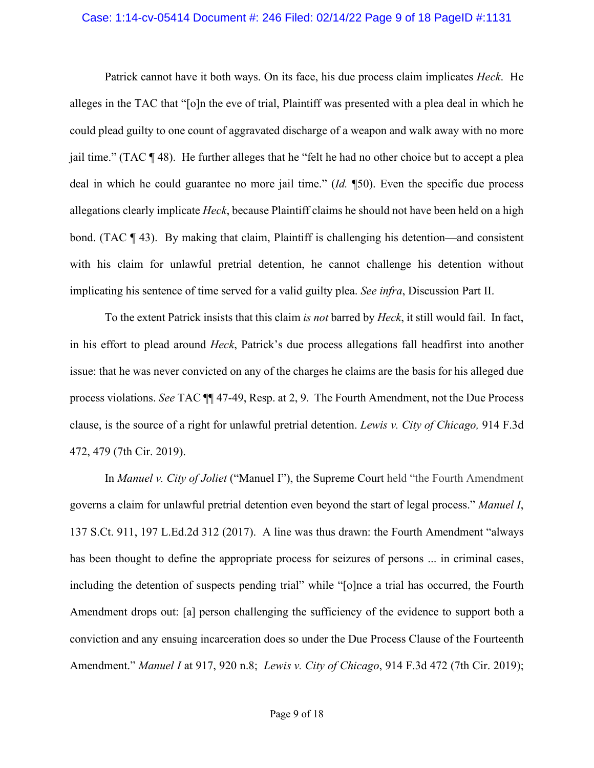Patrick cannot have it both ways. On its face, his due process claim implicates *Heck*. He alleges in the TAC that "[o]n the eve of trial, Plaintiff was presented with a plea deal in which he could plead guilty to one count of aggravated discharge of a weapon and walk away with no more jail time." (TAC ¶ 48). He further alleges that he "felt he had no other choice but to accept a plea deal in which he could guarantee no more jail time." (*Id.* ¶50). Even the specific due process allegations clearly implicate *Heck*, because Plaintiff claims he should not have been held on a high bond. (TAC ¶ 43). By making that claim, Plaintiff is challenging his detention—and consistent with his claim for unlawful pretrial detention, he cannot challenge his detention without implicating his sentence of time served for a valid guilty plea. *See infra*, Discussion Part II.

To the extent Patrick insists that this claim *is not* barred by *Heck*, it still would fail. In fact, in his effort to plead around *Heck*, Patrick's due process allegations fall headfirst into another issue: that he was never convicted on any of the charges he claims are the basis for his alleged due process violations. *See* TAC ¶¶ 47-49, Resp. at 2, 9. The Fourth Amendment, not the Due Process clause, is the source of a right for unlawful pretrial detention. *Lewis v. City of Chicago,* 914 F.3d 472, 479 (7th Cir. 2019).

In *Manuel v. City of Joliet* ("Manuel I"), the Supreme Court held "the Fourth Amendment governs a claim for unlawful pretrial detention even beyond the start of legal process." *Manuel I*, 137 S.Ct. 911, 197 L.Ed.2d 312 (2017). A line was thus drawn: the Fourth Amendment "always has been thought to define the appropriate process for seizures of persons ... in criminal cases, including the detention of suspects pending trial" while "[o]nce a trial has occurred, the Fourth Amendment drops out: [a] person challenging the sufficiency of the evidence to support both a conviction and any ensuing incarceration does so under the Due Process Clause of the Fourteenth Amendment." *Manuel I* at 917, 920 n.8; *Lewis v. City of Chicago*, 914 F.3d 472 (7th Cir. 2019);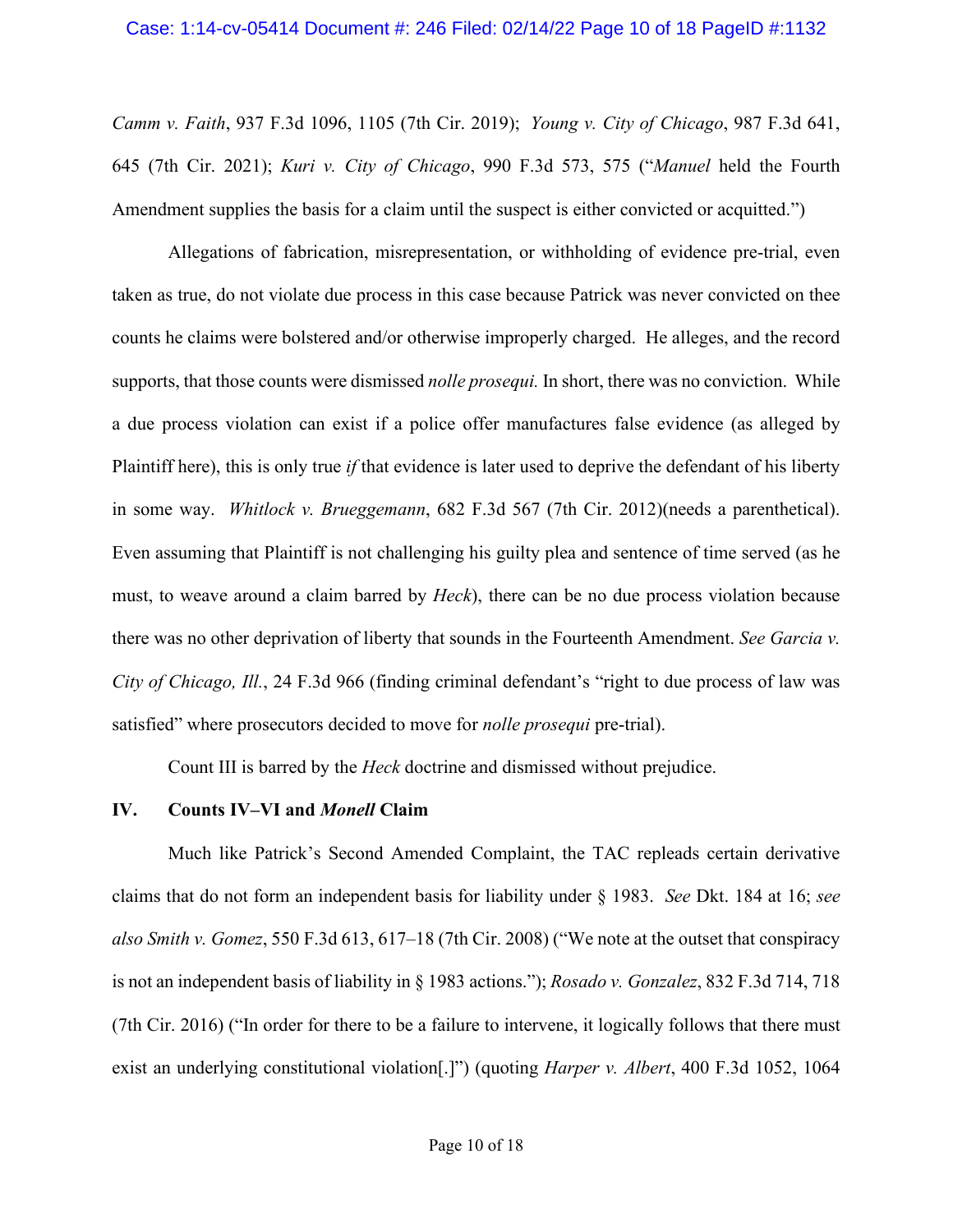*Camm v. Faith*, 937 F.3d 1096, 1105 (7th Cir. 2019); *Young v. City of Chicago*, 987 F.3d 641, 645 (7th Cir. 2021); *Kuri v. City of Chicago*, 990 F.3d 573, 575 ("*Manuel* held the Fourth Amendment supplies the basis for a claim until the suspect is either convicted or acquitted.")

Allegations of fabrication, misrepresentation, or withholding of evidence pre-trial, even taken as true, do not violate due process in this case because Patrick was never convicted on thee counts he claims were bolstered and/or otherwise improperly charged. He alleges, and the record supports, that those counts were dismissed *nolle prosequi.* In short, there was no conviction. While a due process violation can exist if a police offer manufactures false evidence (as alleged by Plaintiff here), this is only true *if* that evidence is later used to deprive the defendant of his liberty in some way. *Whitlock v. Brueggemann*, 682 F.3d 567 (7th Cir. 2012)(needs a parenthetical). Even assuming that Plaintiff is not challenging his guilty plea and sentence of time served (as he must, to weave around a claim barred by *Heck*), there can be no due process violation because there was no other deprivation of liberty that sounds in the Fourteenth Amendment. *See Garcia v. City of Chicago, Ill.*, 24 F.3d 966 (finding criminal defendant's "right to due process of law was satisfied" where prosecutors decided to move for *nolle prosequi* pre-trial).

Count III is barred by the *Heck* doctrine and dismissed without prejudice.

## IV. Counts IV–VI and *Monell* Claim

Much like Patrick's Second Amended Complaint, the TAC repleads certain derivative claims that do not form an independent basis for liability under § 1983. *See* Dkt. 184 at 16; *see also Smith v. Gomez*, 550 F.3d 613, 617–18 (7th Cir. 2008) ("We note at the outset that conspiracy is not an independent basis of liability in § 1983 actions."); *Rosado v. Gonzalez*, 832 F.3d 714, 718 (7th Cir. 2016) ("In order for there to be a failure to intervene, it logically follows that there must exist an underlying constitutional violation[.]") (quoting *Harper v. Albert*, 400 F.3d 1052, 1064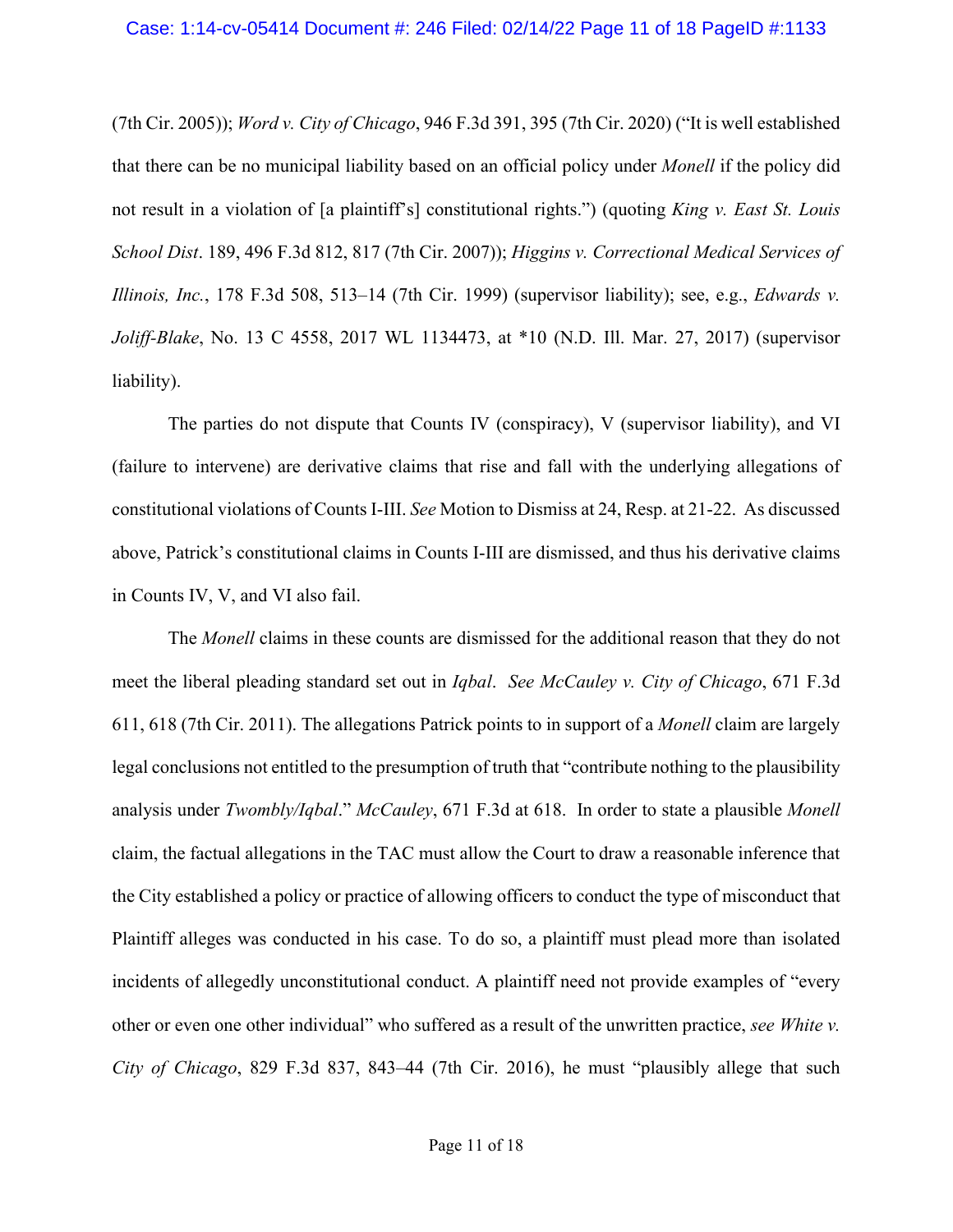(7th Cir. 2005)); *Word v. City of Chicago*, 946 F.3d 391, 395 (7th Cir. 2020) ("It is well established that there can be no municipal liability based on an official policy under *Monell* if the policy did not result in a violation of [a plaintiff's] constitutional rights.") (quoting *King v. East St. Louis School Dist*. 189, 496 F.3d 812, 817 (7th Cir. 2007)); *Higgins v. Correctional Medical Services of Illinois, Inc.*, 178 F.3d 508, 513–14 (7th Cir. 1999) (supervisor liability); see, e.g., *Edwards v. Joliff-Blake*, No. 13 C 4558, 2017 WL 1134473, at *10 (N.D. Ill. Mar. 27, 2017) (supervisor liability).

The parties do not dispute that Counts IV (conspiracy), V (supervisor liability), and VI (failure to intervene) are derivative claims that rise and fall with the underlying allegations of constitutional violations of Counts I-III. *See* Motion to Dismiss at 24, Resp. at 21-22. As discussed above, Patrick's constitutional claims in Counts I-III are dismissed, and thus his derivative claims in Counts IV, V, and VI also fail.

The *Monell* claims in these counts are dismissed for the additional reason that they do not meet the liberal pleading standard set out in *Iqbal*. *See McCauley v. City of Chicago*, 671 F.3d 611, 618 (7th Cir. 2011). The allegations Patrick points to in support of a *Monell* claim are largely legal conclusions not entitled to the presumption of truth that "contribute nothing to the plausibility analysis under *Twombly/Iqbal*." *McCauley*, 671 F.3d at 618. In order to state a plausible *Monell* claim, the factual allegations in the TAC must allow the Court to draw a reasonable inference that the City established a policy or practice of allowing officers to conduct the type of misconduct that Plaintiff alleges was conducted in his case. To do so, a plaintiff must plead more than isolated incidents of allegedly unconstitutional conduct. A plaintiff need not provide examples of "every other or even one other individual" who suffered as a result of the unwritten practice, *see White v. City of Chicago*, 829 F.3d 837, 843–44 (7th Cir. 2016), he must "plausibly allege that such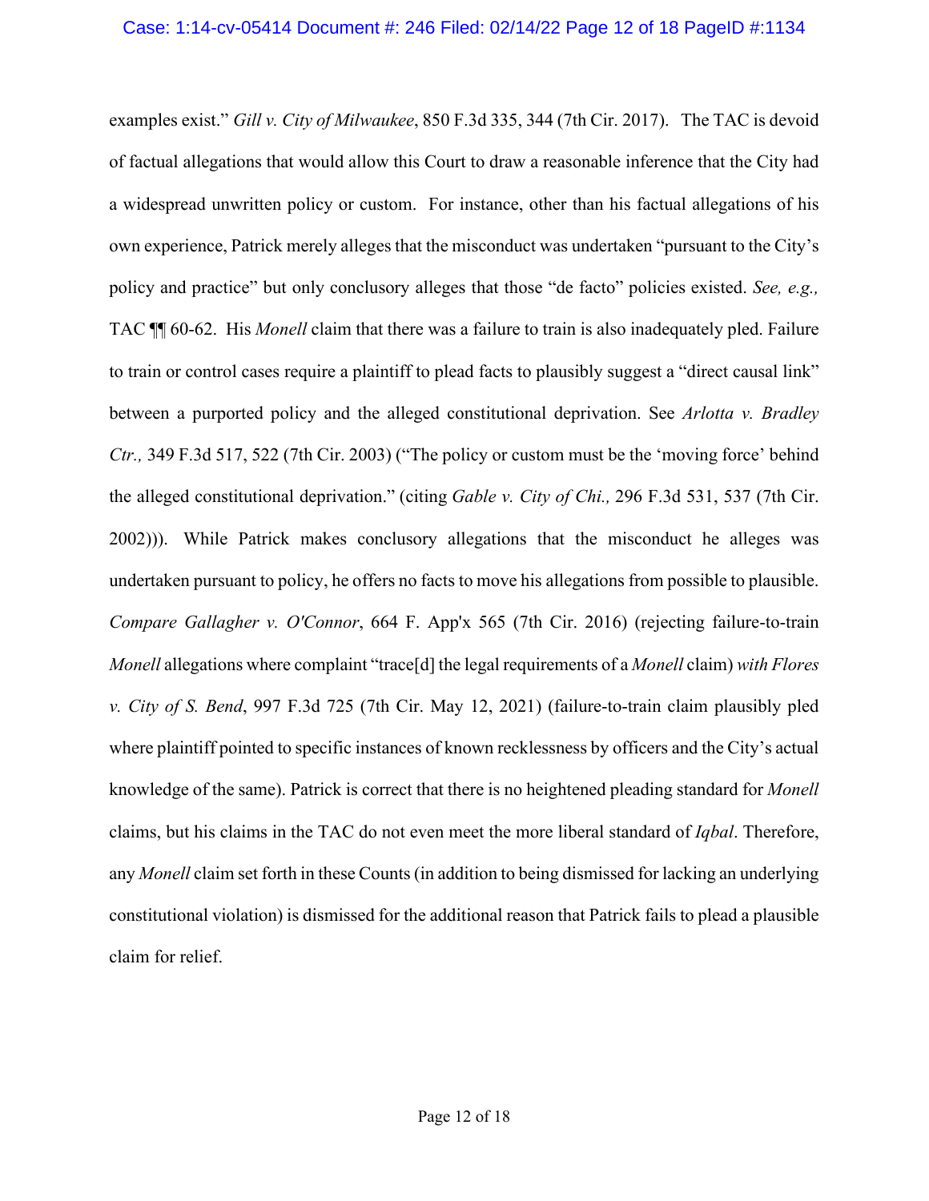examples exist." *Gill v. City of Milwaukee*, 850 F.3d 335, 344 (7th Cir. 2017). The TAC is devoid of factual allegations that would allow this Court to draw a reasonable inference that the City had a widespread unwritten policy or custom. For instance, other than his factual allegations of his own experience, Patrick merely alleges that the misconduct was undertaken "pursuant to the City's policy and practice" but only conclusory alleges that those "de facto" policies existed. *See, e.g.,* TAC ¶¶ 60-62. His *Monell* claim that there was a failure to train is also inadequately pled. Failure to train or control cases require a plaintiff to plead facts to plausibly suggest a "direct causal link" between a purported policy and the alleged constitutional deprivation. See *Arlotta v. Bradley Ctr.,* 349 F.3d 517, 522 (7th Cir. 2003) ("The policy or custom must be the 'moving force' behind the alleged constitutional deprivation." (citing *Gable v. City of Chi.,* 296 F.3d 531, 537 (7th Cir. 2002))). While Patrick makes conclusory allegations that the misconduct he alleges was undertaken pursuant to policy, he offers no facts to move his allegations from possible to plausible. *Compare Gallagher v. O'Connor*, 664 F. App'x 565 (7th Cir. 2016) (rejecting failure-to-train *Monell* allegations where complaint "trace[d] the legal requirements of a *Monell* claim) *with Flores v. City of S. Bend*, 997 F.3d 725 (7th Cir. May 12, 2021) (failure-to-train claim plausibly pled where plaintiff pointed to specific instances of known recklessness by officers and the City's actual knowledge of the same). Patrick is correct that there is no heightened pleading standard for *Monell* claims, but his claims in the TAC do not even meet the more liberal standard of *Iqbal*. Therefore, any *Monell* claim set forth in these Counts (in addition to being dismissed for lacking an underlying constitutional violation) is dismissed for the additional reason that Patrick fails to plead a plausible claim for relief.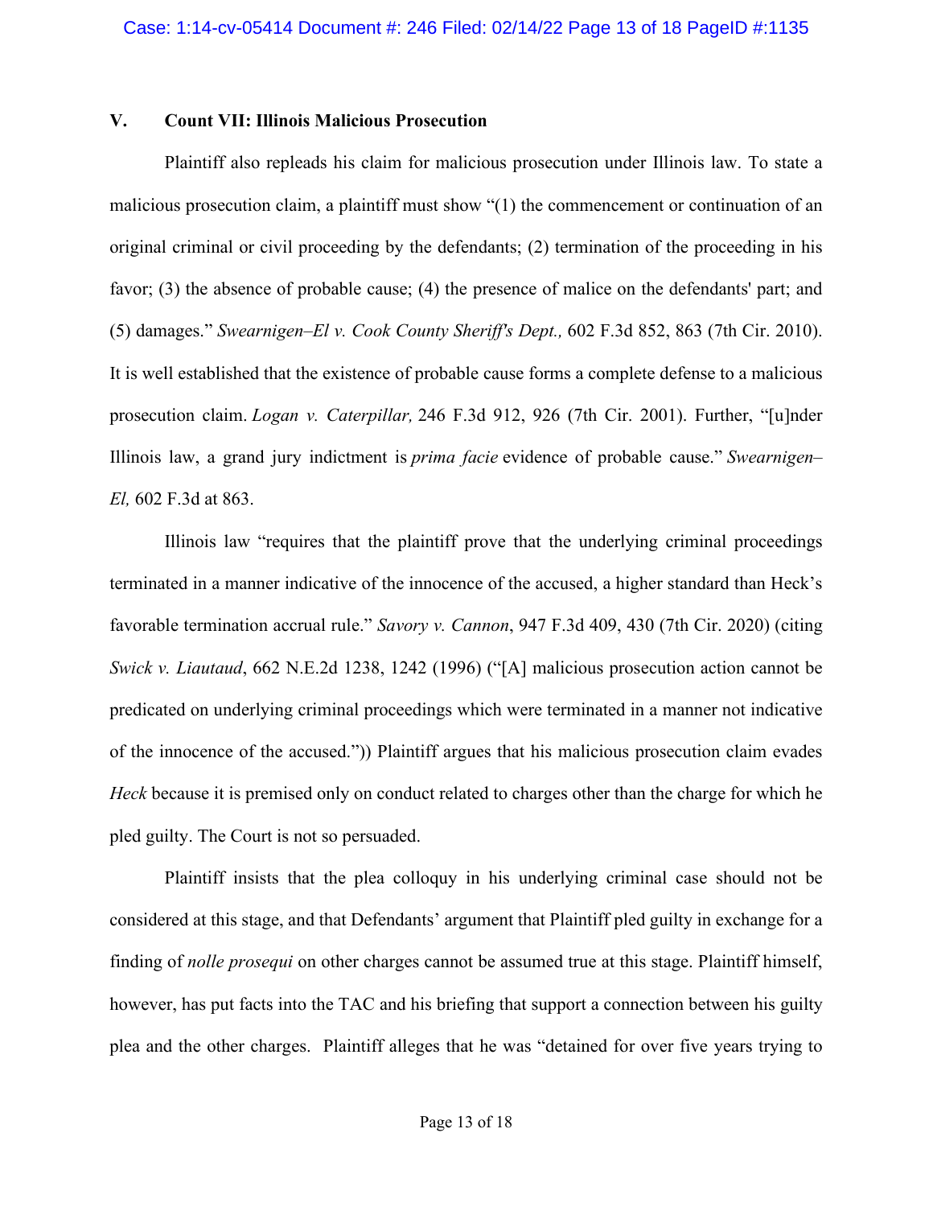## V. Count VII: Illinois Malicious Prosecution

Plaintiff also repleads his claim for malicious prosecution under Illinois law. To state a malicious prosecution claim, a plaintiff must show "(1) the commencement or continuation of an original criminal or civil proceeding by the defendants; (2) termination of the proceeding in his favor; (3) the absence of probable cause; (4) the presence of malice on the defendants' part; and (5) damages." *Swearnigen–El v. Cook County Sheriff's Dept.,* 602 F.3d 852, 863 (7th Cir. 2010). It is well established that the existence of probable cause forms a complete defense to a malicious prosecution claim. *Logan v. Caterpillar,* 246 F.3d 912, 926 (7th Cir. 2001). Further, "[u]nder Illinois law, a grand jury indictment is *prima facie* evidence of probable cause." *Swearnigen–El,* 602 F.3d at 863.

Illinois law "requires that the plaintiff prove that the underlying criminal proceedings terminated in a manner indicative of the innocence of the accused, a higher standard than Heck's favorable termination accrual rule." *Savory v. Cannon*, 947 F.3d 409, 430 (7th Cir. 2020) (citing *Swick v. Liautaud*, 662 N.E.2d 1238, 1242 (1996) ("[A] malicious prosecution action cannot be predicated on underlying criminal proceedings which were terminated in a manner not indicative of the innocence of the accused.")) Plaintiff argues that his malicious prosecution claim evades *Heck* because it is premised only on conduct related to charges other than the charge for which he pled guilty. The Court is not so persuaded.

Plaintiff insists that the plea colloquy in his underlying criminal case should not be considered at this stage, and that Defendants' argument that Plaintiff pled guilty in exchange for a finding of *nolle prosequi* on other charges cannot be assumed true at this stage. Plaintiff himself, however, has put facts into the TAC and his briefing that support a connection between his guilty plea and the other charges. Plaintiff alleges that he was "detained for over five years trying to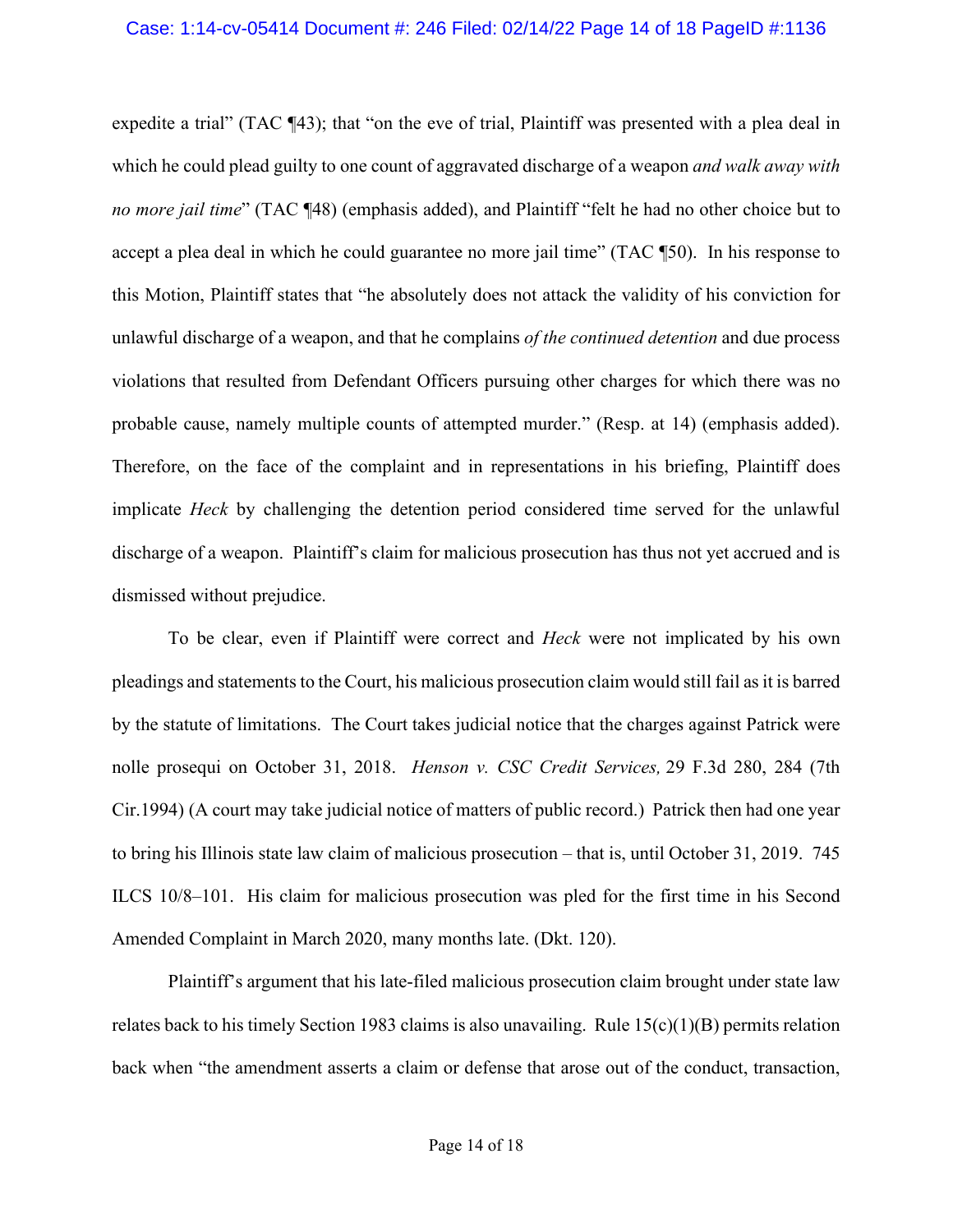expedite a trial" (TAC ¶43); that "on the eve of trial, Plaintiff was presented with a plea deal in which he could plead guilty to one count of aggravated discharge of a weapon *and walk away with no more jail time*" (TAC ¶48) (emphasis added), and Plaintiff "felt he had no other choice but to accept a plea deal in which he could guarantee no more jail time" (TAC ¶50). In his response to this Motion, Plaintiff states that "he absolutely does not attack the validity of his conviction for unlawful discharge of a weapon, and that he complains *of the continued detention* and due process violations that resulted from Defendant Officers pursuing other charges for which there was no probable cause, namely multiple counts of attempted murder." (Resp. at 14) (emphasis added). Therefore, on the face of the complaint and in representations in his briefing, Plaintiff does implicate *Heck* by challenging the detention period considered time served for the unlawful discharge of a weapon. Plaintiff's claim for malicious prosecution has thus not yet accrued and is dismissed without prejudice.

To be clear, even if Plaintiff were correct and *Heck* were not implicated by his own pleadings and statements to the Court, his malicious prosecution claim would still fail as it is barred by the statute of limitations. The Court takes judicial notice that the charges against Patrick were nolle prosequi on October 31, 2018. *Henson v. CSC Credit Services,* 29 F.3d 280, 284 (7th Cir.1994) (A court may take judicial notice of matters of public record.) Patrick then had one year to bring his Illinois state law claim of malicious prosecution – that is, until October 31, 2019. 745 ILCS 10/8–101. His claim for malicious prosecution was pled for the first time in his Second Amended Complaint in March 2020, many months late. (Dkt. 120).

Plaintiff's argument that his late-filed malicious prosecution claim brought under state law relates back to his timely Section 1983 claims is also unavailing. Rule 15(c)(1)(B) permits relation back when "the amendment asserts a claim or defense that arose out of the conduct, transaction,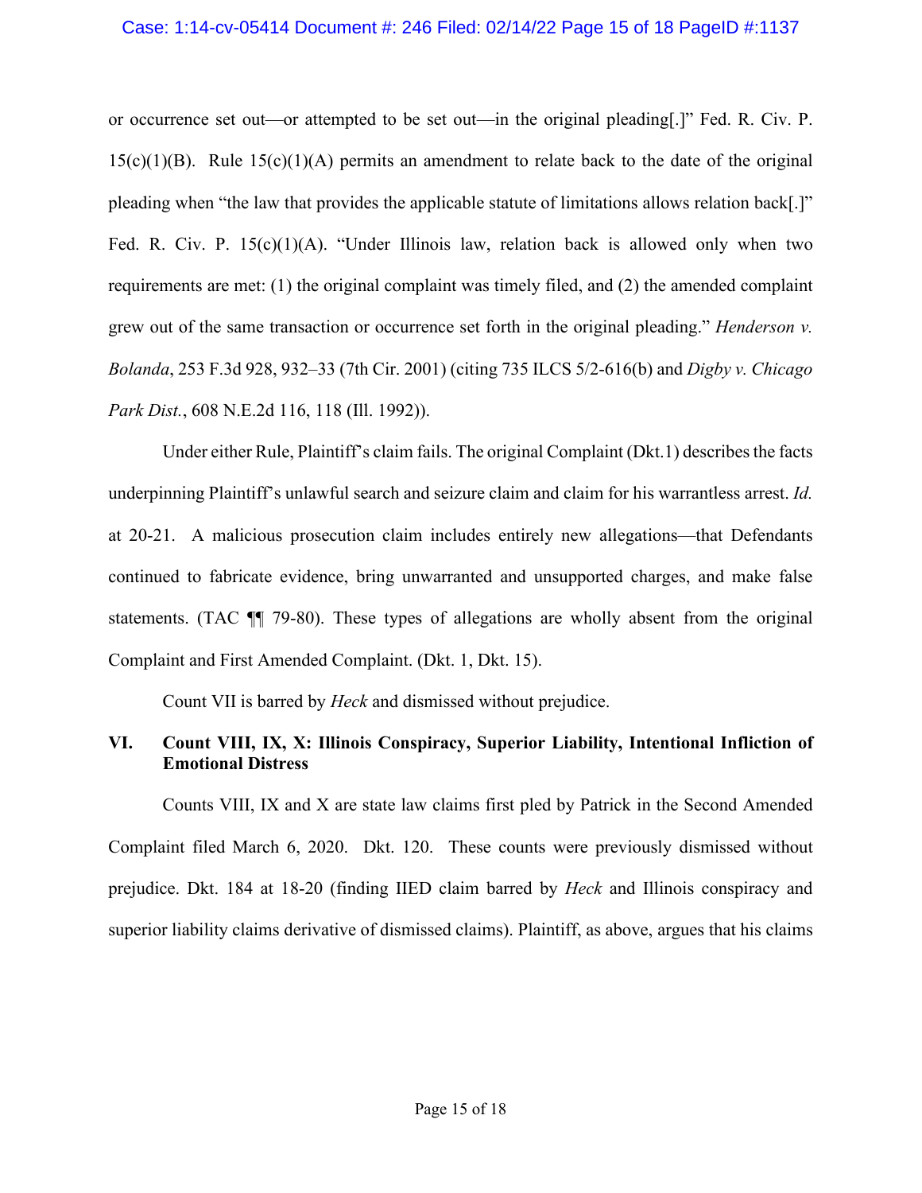or occurrence set out—or attempted to be set out—in the original pleading[.]" Fed. R. Civ. P. 15(c)(1)(B). Rule 15(c)(1)(A) permits an amendment to relate back to the date of the original pleading when "the law that provides the applicable statute of limitations allows relation back[.]" Fed. R. Civ. P. 15(c)(1)(A). "Under Illinois law, relation back is allowed only when two requirements are met: (1) the original complaint was timely filed, and (2) the amended complaint grew out of the same transaction or occurrence set forth in the original pleading." *Henderson v. Bolanda*, 253 F.3d 928, 932–33 (7th Cir. 2001) (citing 735 ILCS 5/2-616(b) and *Digby v. Chicago Park Dist.*, 608 N.E.2d 116, 118 (Ill. 1992)).

Under either Rule, Plaintiff's claim fails. The original Complaint (Dkt.1) describes the facts underpinning Plaintiff's unlawful search and seizure claim and claim for his warrantless arrest. *Id.* at 20-21. A malicious prosecution claim includes entirely new allegations—that Defendants continued to fabricate evidence, bring unwarranted and unsupported charges, and make false statements. (TAC ¶¶ 79-80). These types of allegations are wholly absent from the original Complaint and First Amended Complaint. (Dkt. 1, Dkt. 15).

Count VII is barred by *Heck* and dismissed without prejudice.

## VI. Count VIII, IX, X: Illinois Conspiracy, Superior Liability, Intentional Infliction of Emotional Distress

Counts VIII, IX and X are state law claims first pled by Patrick in the Second Amended Complaint filed March 6, 2020. Dkt. 120. These counts were previously dismissed without prejudice. Dkt. 184 at 18-20 (finding IIED claim barred by *Heck* and Illinois conspiracy and superior liability claims derivative of dismissed claims). Plaintiff, as above, argues that his claims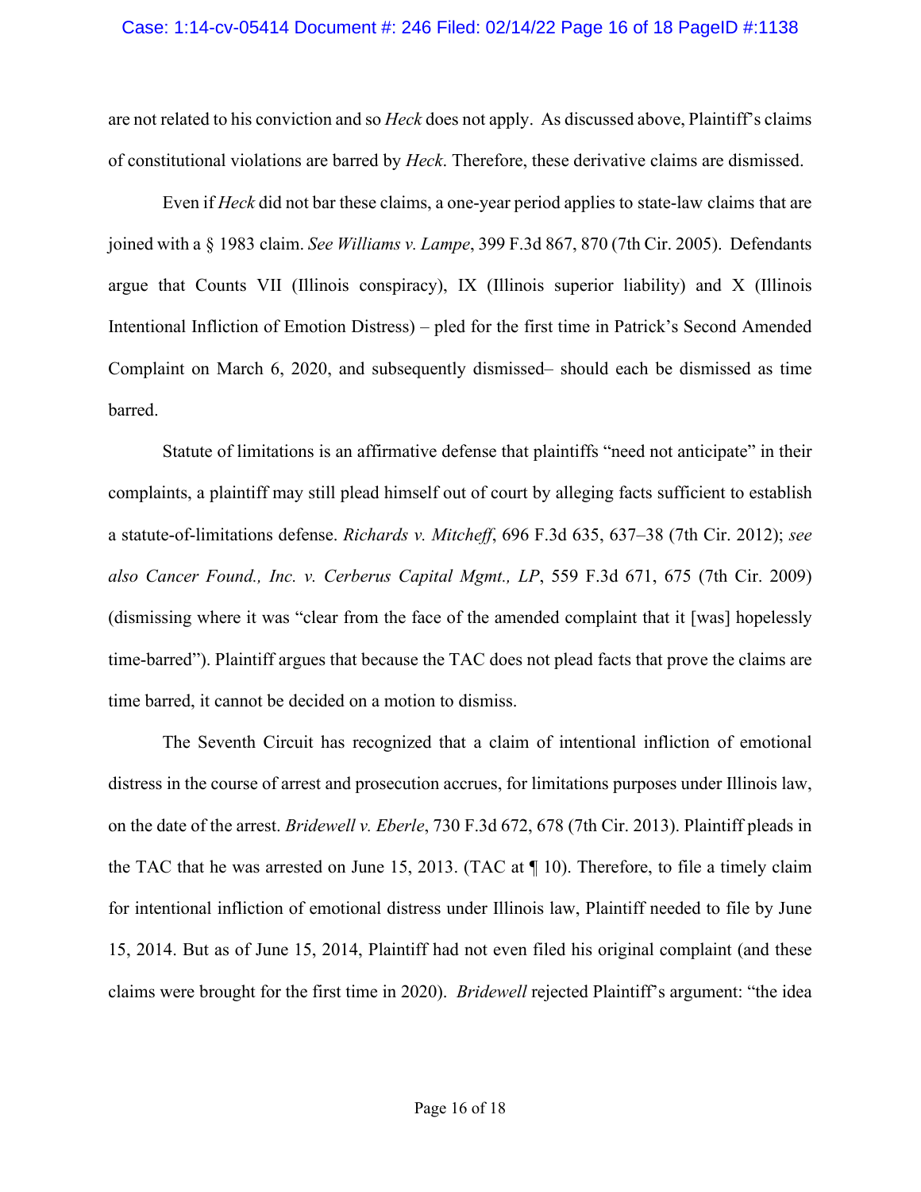are not related to his conviction and so *Heck* does not apply. As discussed above, Plaintiff's claims of constitutional violations are barred by *Heck*. Therefore, these derivative claims are dismissed.

Even if *Heck* did not bar these claims, a one-year period applies to state-law claims that are joined with a § 1983 claim. *See Williams v. Lampe*, 399 F.3d 867, 870 (7th Cir. 2005). Defendants argue that Counts VII (Illinois conspiracy), IX (Illinois superior liability) and X (Illinois Intentional Infliction of Emotion Distress) – pled for the first time in Patrick's Second Amended Complaint on March 6, 2020, and subsequently dismissed– should each be dismissed as time barred.

Statute of limitations is an affirmative defense that plaintiffs "need not anticipate" in their complaints, a plaintiff may still plead himself out of court by alleging facts sufficient to establish a statute-of-limitations defense. *Richards v. Mitcheff*, 696 F.3d 635, 637–38 (7th Cir. 2012); *see also Cancer Found., Inc. v. Cerberus Capital Mgmt., LP*, 559 F.3d 671, 675 (7th Cir. 2009) (dismissing where it was "clear from the face of the amended complaint that it [was] hopelessly time-barred"). Plaintiff argues that because the TAC does not plead facts that prove the claims are time barred, it cannot be decided on a motion to dismiss.

The Seventh Circuit has recognized that a claim of intentional infliction of emotional distress in the course of arrest and prosecution accrues, for limitations purposes under Illinois law, on the date of the arrest. *Bridewell v. Eberle*, 730 F.3d 672, 678 (7th Cir. 2013). Plaintiff pleads in the TAC that he was arrested on June 15, 2013. (TAC at ¶ 10). Therefore, to file a timely claim for intentional infliction of emotional distress under Illinois law, Plaintiff needed to file by June 15, 2014. But as of June 15, 2014, Plaintiff had not even filed his original complaint (and these claims were brought for the first time in 2020). *Bridewell* rejected Plaintiff's argument: "the idea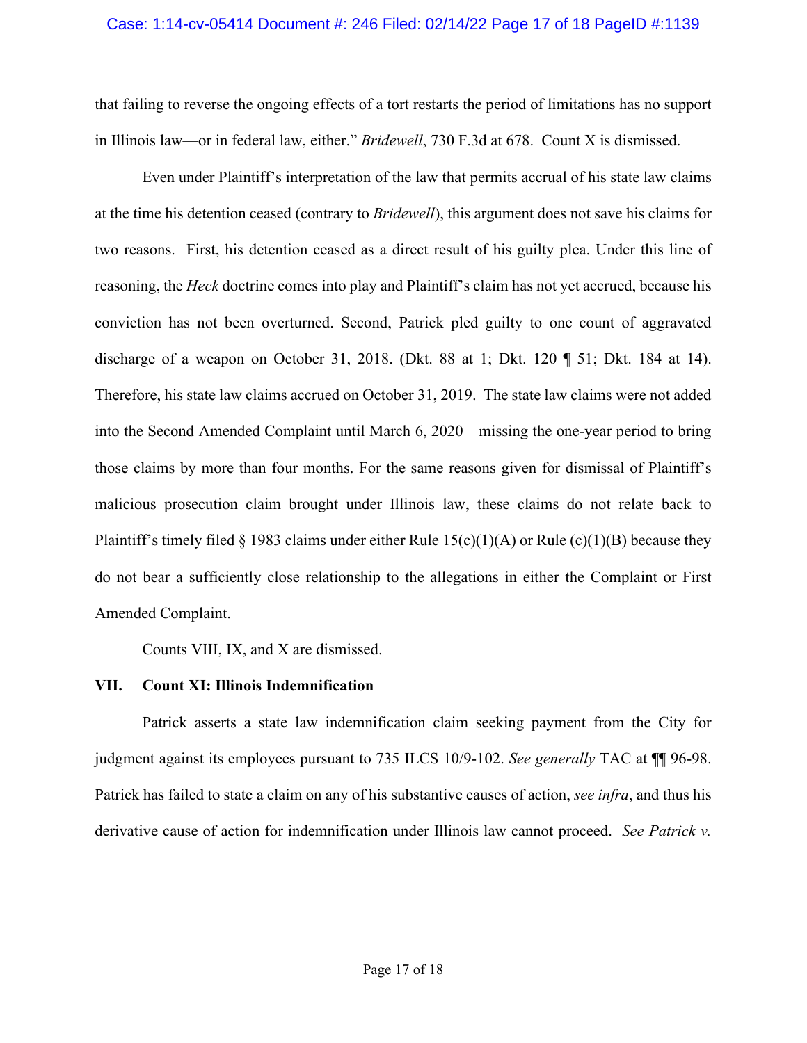that failing to reverse the ongoing effects of a tort restarts the period of limitations has no support in Illinois law—or in federal law, either." *Bridewell*, 730 F.3d at 678. Count X is dismissed.

Even under Plaintiff's interpretation of the law that permits accrual of his state law claims at the time his detention ceased (contrary to *Bridewell*), this argument does not save his claims for two reasons. First, his detention ceased as a direct result of his guilty plea. Under this line of reasoning, the *Heck* doctrine comes into play and Plaintiff's claim has not yet accrued, because his conviction has not been overturned. Second, Patrick pled guilty to one count of aggravated discharge of a weapon on October 31, 2018. (Dkt. 88 at 1; Dkt. 120 ¶ 51; Dkt. 184 at 14). Therefore, his state law claims accrued on October 31, 2019. The state law claims were not added into the Second Amended Complaint until March 6, 2020—missing the one-year period to bring those claims by more than four months. For the same reasons given for dismissal of Plaintiff's malicious prosecution claim brought under Illinois law, these claims do not relate back to Plaintiff's timely filed § 1983 claims under either Rule 15(c)(1)(A) or Rule (c)(1)(B) because they do not bear a sufficiently close relationship to the allegations in either the Complaint or First Amended Complaint.

Counts VIII, IX, and X are dismissed.

## VII. Count XI: Illinois Indemnification

Patrick asserts a state law indemnification claim seeking payment from the City for judgment against its employees pursuant to 735 ILCS 10/9-102. *See generally* TAC at ¶¶ 96-98. Patrick has failed to state a claim on any of his substantive causes of action, *see infra*, and thus his derivative cause of action for indemnification under Illinois law cannot proceed. *See Patrick v.*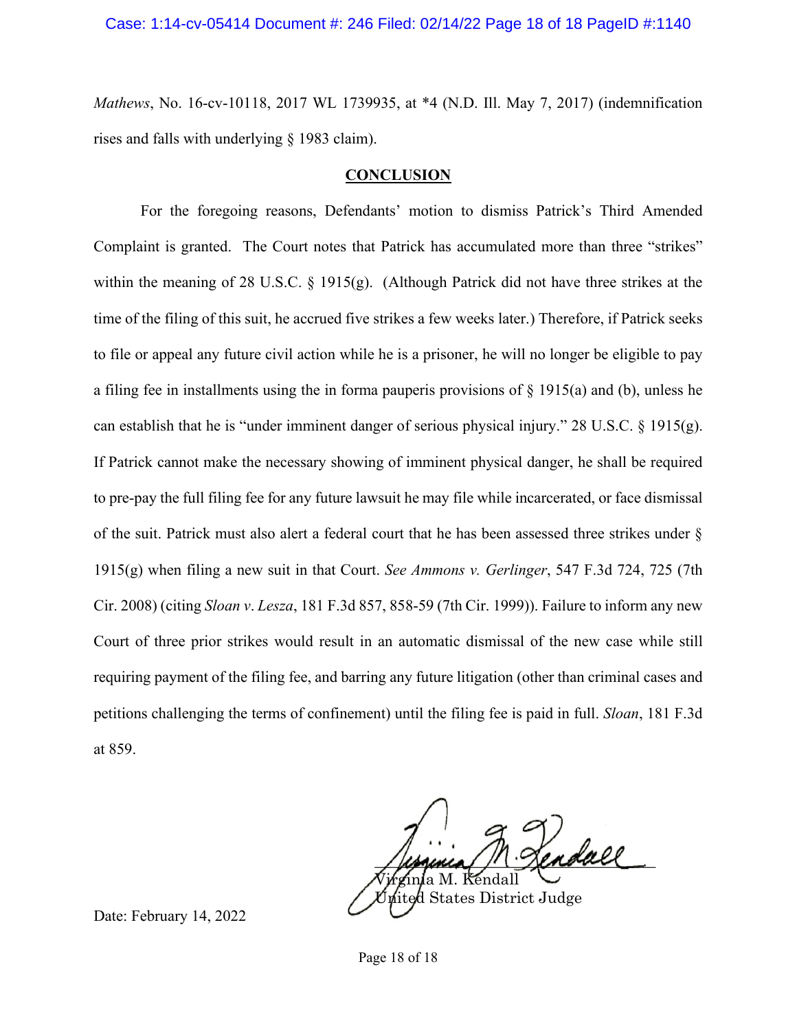*Mathews*, No. 16-cv-10118, 2017 WL 1739935, at *4 (N.D. Ill. May 7, 2017) (indemnification rises and falls with underlying § 1983 claim).

## CONCLUSION

For the foregoing reasons, Defendants' motion to dismiss Patrick's Third Amended Complaint is granted. The Court notes that Patrick has accumulated more than three "strikes" within the meaning of 28 U.S.C. § 1915(g). (Although Patrick did not have three strikes at the time of the filing of this suit, he accrued five strikes a few weeks later.) Therefore, if Patrick seeks to file or appeal any future civil action while he is a prisoner, he will no longer be eligible to pay a filing fee in installments using the in forma pauperis provisions of § 1915(a) and (b), unless he can establish that he is "under imminent danger of serious physical injury." 28 U.S.C. § 1915(g). If Patrick cannot make the necessary showing of imminent physical danger, he shall be required to pre-pay the full filing fee for any future lawsuit he may file while incarcerated, or face dismissal of the suit. Patrick must also alert a federal court that he has been assessed three strikes under § 1915(g) when filing a new suit in that Court. *See Ammons v. Gerlinger*, 547 F.3d 724, 725 (7th Cir. 2008) (citing *Sloan v. Lesza*, 181 F.3d 857, 858-59 (7th Cir. 1999)). Failure to inform any new Court of three prior strikes would result in an automatic dismissal of the new case while still requiring payment of the filing fee, and barring any future litigation (other than criminal cases and petitions challenging the terms of confinement) until the filing fee is paid in full. *Sloan*, 181 F.3d at 859.

Virginia M. Kendall
United States District Judge

Date: February 14, 2022